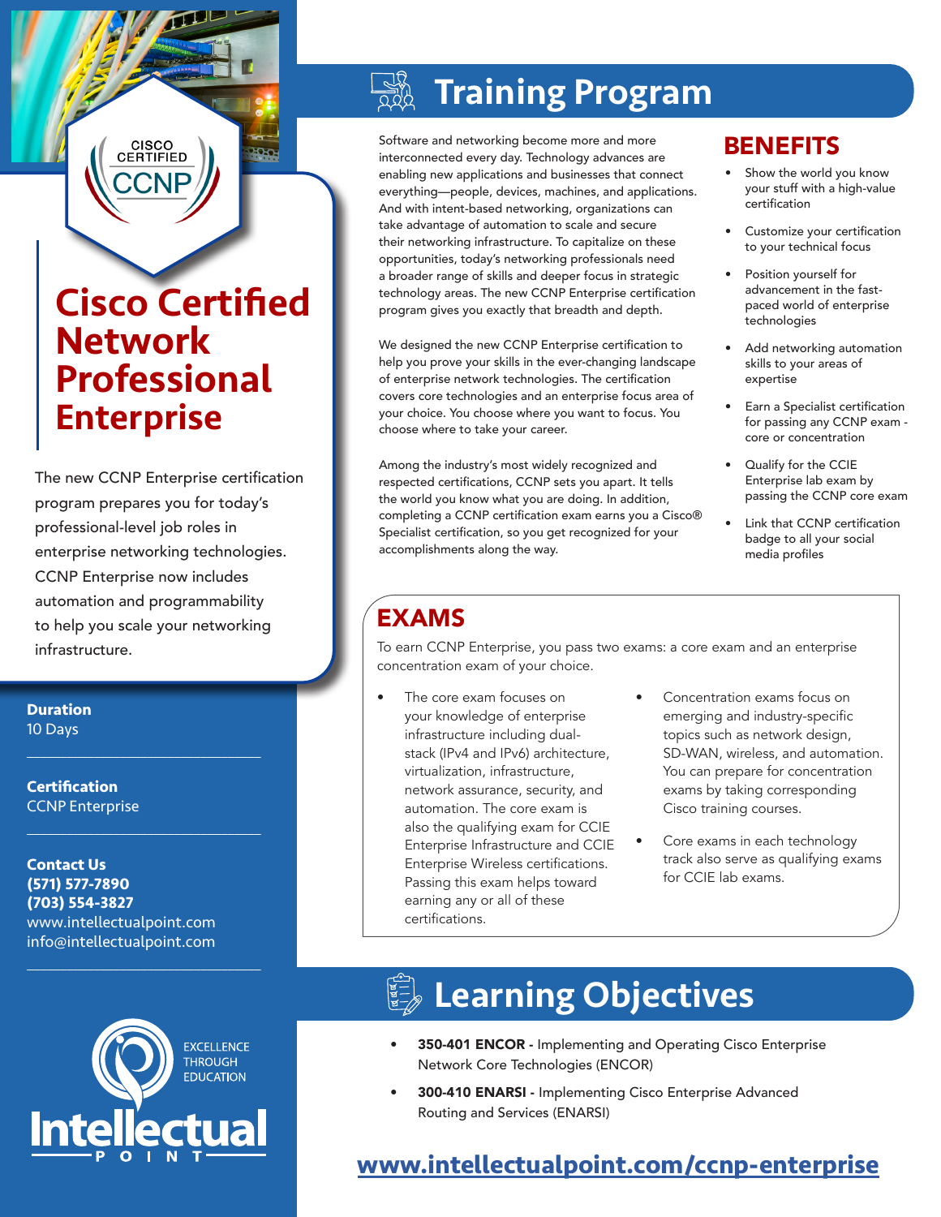CISCO CERTIFIED CCNP

# Cisco Certified Network Professional Enterprise

The new CCNP Enterprise certification program prepares you for today's professional-level job roles in enterprise networking technologies. CCNP Enterprise now includes automation and programmability to help you scale your networking infrastructure.

**Duration**
10 Days

**Certification**
CCNP Enterprise

**Contact Us**
**(571) 577-7890**
**(703) 554-3827**
www.intellectualpoint.com
info@intellectualpoint.com

EXCELLENCE THROUGH EDUCATION
Intellectual POINT

## Training Program

Software and networking become more and more interconnected every day. Technology advances are enabling new applications and businesses that connect everything—people, devices, machines, and applications. And with intent-based networking, organizations can take advantage of automation to scale and secure their networking infrastructure. To capitalize on these opportunities, today's networking professionals need a broader range of skills and deeper focus in strategic technology areas. The new CCNP Enterprise certification program gives you exactly that breadth and depth.

We designed the new CCNP Enterprise certification to help you prove your skills in the ever-changing landscape of enterprise network technologies. The certification covers core technologies and an enterprise focus area of your choice. You choose where you want to focus. You choose where to take your career.

Among the industry's most widely recognized and respected certifications, CCNP sets you apart. It tells the world you know what you are doing. In addition, completing a CCNP certification exam earns you a Cisco® Specialist certification, so you get recognized for your accomplishments along the way.

### BENEFITS

- Show the world you know your stuff with a high-value certification
- Customize your certification to your technical focus
- Position yourself for advancement in the fast-paced world of enterprise technologies
- Add networking automation skills to your areas of expertise
- Earn a Specialist certification for passing any CCNP exam - core or concentration
- Qualify for the CCIE Enterprise lab exam by passing the CCNP core exam
- Link that CCNP certification badge to all your social media profiles

### EXAMS

To earn CCNP Enterprise, you pass two exams: a core exam and an enterprise concentration exam of your choice.

- The core exam focuses on your knowledge of enterprise infrastructure including dual-stack (IPv4 and IPv6) architecture, virtualization, infrastructure, network assurance, security, and automation. The core exam is also the qualifying exam for CCIE Enterprise Infrastructure and CCIE Enterprise Wireless certifications. Passing this exam helps toward earning any or all of these certifications.
- Concentration exams focus on emerging and industry-specific topics such as network design, SD-WAN, wireless, and automation. You can prepare for concentration exams by taking corresponding Cisco training courses.
- Core exams in each technology track also serve as qualifying exams for CCIE lab exams.

## Learning Objectives

- **350-401 ENCOR -** Implementing and Operating Cisco Enterprise Network Core Technologies (ENCOR)
- **300-410 ENARSI -** Implementing Cisco Enterprise Advanced Routing and Services (ENARSI)

**www.intellectualpoint.com/ccnp-enterprise**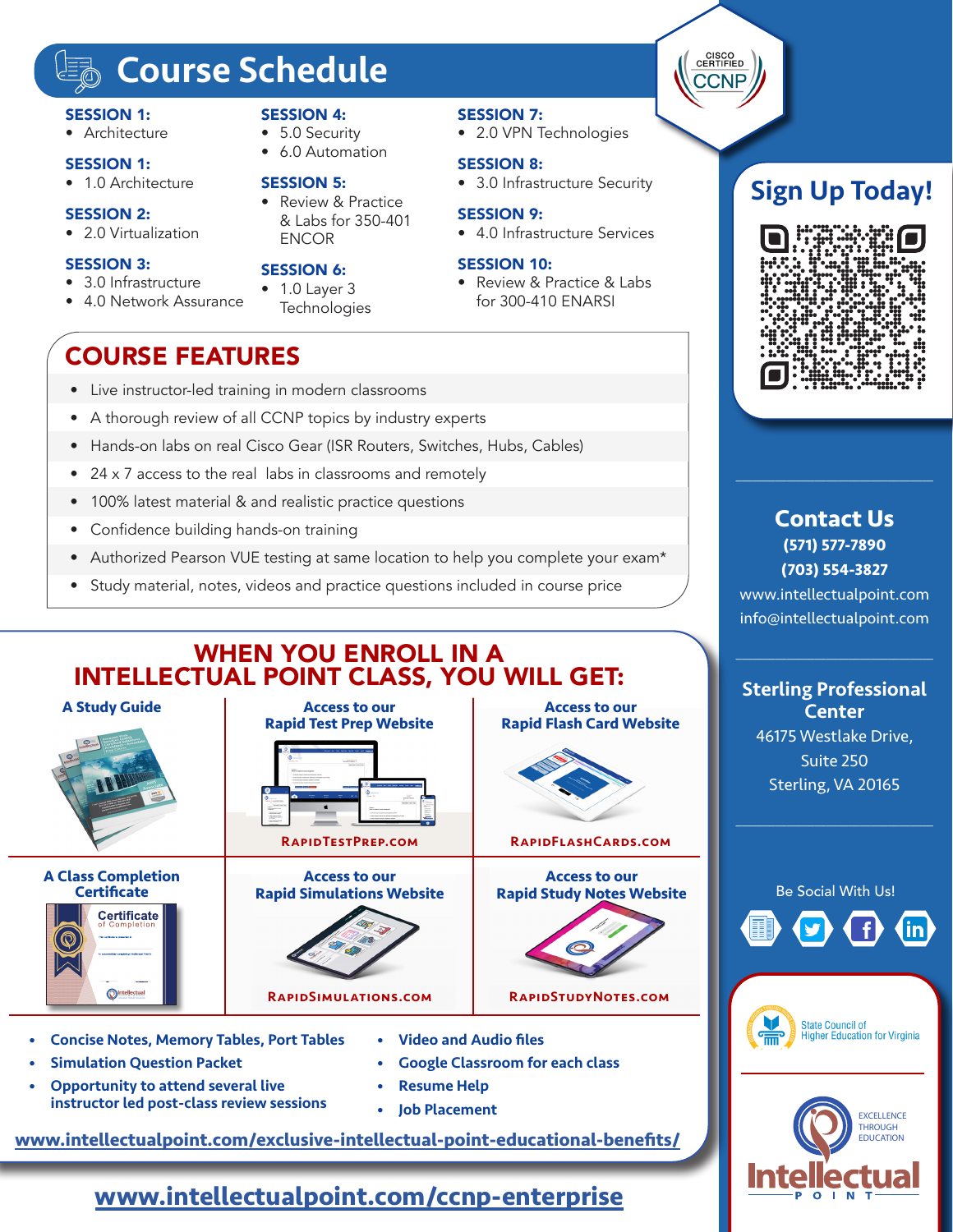# Course Schedule

**SESSION 1:**
- Architecture

**SESSION 1:**
- 1.0 Architecture

**SESSION 2:**
- 2.0 Virtualization

**SESSION 3:**
- 3.0 Infrastructure
- 4.0 Network Assurance

**SESSION 4:**
- 5.0 Security
- 6.0 Automation

**SESSION 5:**
- Review & Practice & Labs for 350-401 ENCOR

**SESSION 6:**
- 1.0 Layer 3 Technologies

**SESSION 7:**
- 2.0 VPN Technologies

**SESSION 8:**
- 3.0 Infrastructure Security

**SESSION 9:**
- 4.0 Infrastructure Services

**SESSION 10:**
- Review & Practice & Labs for 300-410 ENARSI

CISCO CERTIFIED CCNP

## COURSE FEATURES

- Live instructor-led training in modern classrooms
- A thorough review of all CCNP topics by industry experts
- Hands-on labs on real Cisco Gear (ISR Routers, Switches, Hubs, Cables)
- 24 x 7 access to the real labs in classrooms and remotely
- 100% latest material & and realistic practice questions
- Confidence building hands-on training
- Authorized Pearson VUE testing at same location to help you complete your exam*
- Study material, notes, videos and practice questions included in course price

## WHEN YOU ENROLL IN A INTELLECTUAL POINT CLASS, YOU WILL GET:

**A Study Guide**

**Access to our Rapid Test Prep Website**
RAPIDTESTPREP.COM

**Access to our Rapid Flash Card Website**
RAPIDFLASHCARDS.COM

**A Class Completion Certificate**

**Access to our Rapid Simulations Website**
RAPIDSIMULATIONS.COM

**Access to our Rapid Study Notes Website**
RAPIDSTUDYNOTES.COM

- **Concise Notes, Memory Tables, Port Tables**
- **Simulation Question Packet**
- **Opportunity to attend several live instructor led post-class review sessions**
- **Video and Audio files**
- **Google Classroom for each class**
- **Resume Help**
- **Job Placement**

**www.intellectualpoint.com/exclusive-intellectual-point-educational-benefits/**

**www.intellectualpoint.com/ccnp-enterprise**

## Sign Up Today!

## Contact Us

**(571) 577-7890**
**(703) 554-3827**
www.intellectualpoint.com
info@intellectualpoint.com

## Sterling Professional Center

46175 Westlake Drive,
Suite 250
Sterling, VA 20165

Be Social With Us!

State Council of Higher Education for Virginia

EXCELLENCE THROUGH EDUCATION
Intellectual POINT